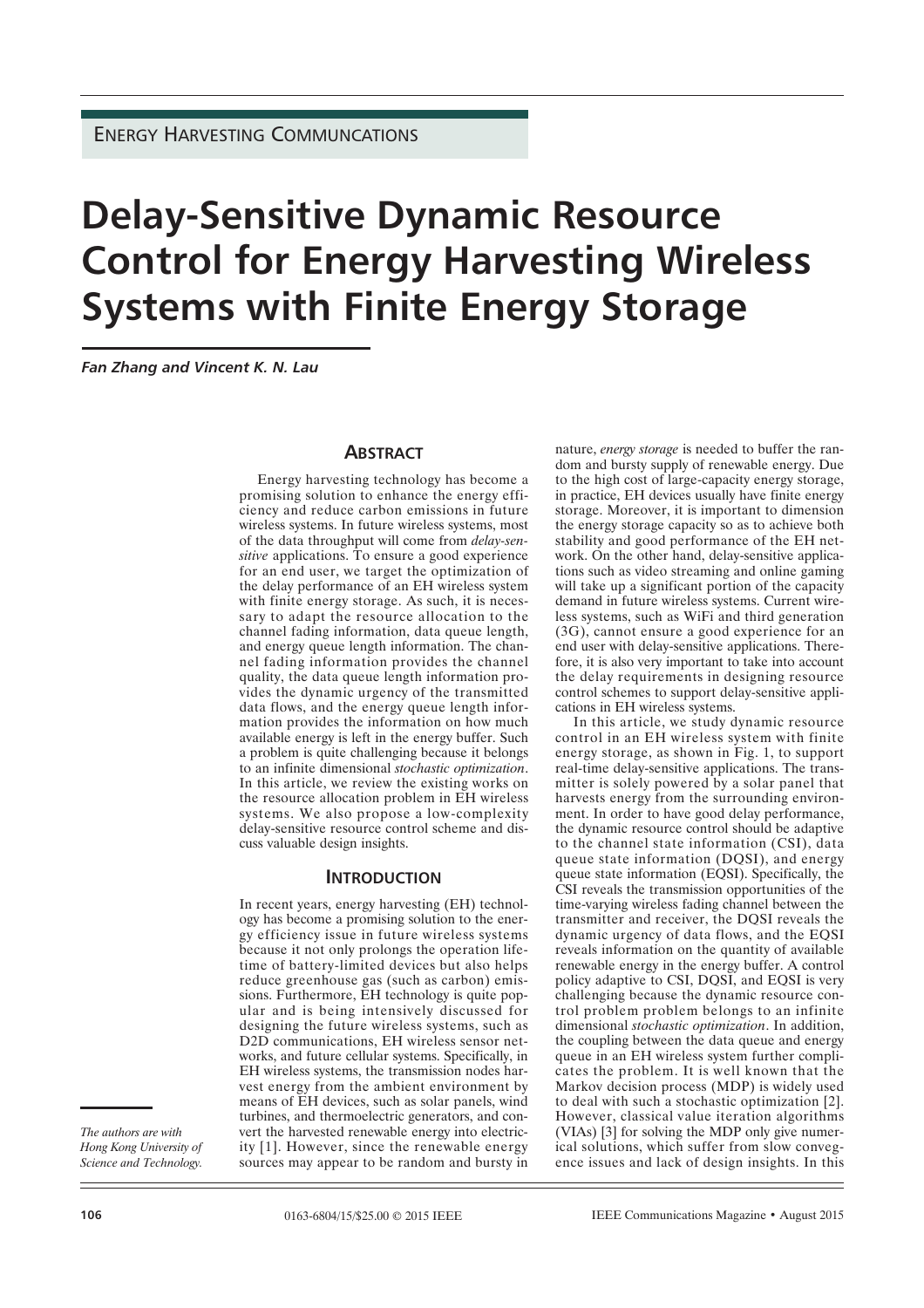Energy Harvesting Communcations

# Delay-Sensitive Dynamic Resource Control for Energy Harvesting Wireless Systems with Finite Energy Storage

*Fan Zhang and Vincent K. N. Lau*

*The authors are with Hong Kong University of Science and Technology.*

## Abstract

Energy harvesting technology has become a promising solution to enhance the energy efficiency and reduce carbon emissions in future wireless systems. In future wireless systems, most of the data throughput will come from *delay-sensitive* applications. To ensure a good experience for an end user, we target the optimization of the delay performance of an EH wireless system with finite energy storage. As such, it is necessary to adapt the resource allocation to the channel fading information, data queue length, and energy queue length information. The channel fading information provides the channel quality, the data queue length information provides the dynamic urgency of the transmitted data flows, and the energy queue length information provides the information on how much available energy is left in the energy buffer. Such a problem is quite challenging because it belongs to an infinite dimensional *stochastic optimization*. In this article, we review the existing works on the resource allocation problem in EH wireless systems. We also propose a low-complexity delay-sensitive resource control scheme and discuss valuable design insights.

## Introduction

In recent years, energy harvesting (EH) technology has become a promising solution to the energy efficiency issue in future wireless systems because it not only prolongs the operation lifetime of battery-limited devices but also helps reduce greenhouse gas (such as carbon) emissions. Furthermore, EH technology is quite popular and is being intensively discussed for designing the future wireless systems, such as D2D communications, EH wireless sensor networks, and future cellular systems. Specifically, in EH wireless systems, the transmission nodes harvest energy from the ambient environment by means of EH devices, such as solar panels, wind turbines, and thermoelectric generators, and convert the harvested renewable energy into electricity [1]. However, since the renewable energy sources may appear to be random and bursty in nature, *energy storage* is needed to buffer the random and bursty supply of renewable energy. Due to the high cost of large-capacity energy storage, in practice, EH devices usually have finite energy storage. Moreover, it is important to dimension the energy storage capacity so as to achieve both stability and good performance of the EH network. On the other hand, delay-sensitive applications such as video streaming and online gaming will take up a significant portion of the capacity demand in future wireless systems. Current wireless systems, such as WiFi and third generation (3G), cannot ensure a good experience for an end user with delay-sensitive applications. Therefore, it is also very important to take into account the delay requirements in designing resource control schemes to support delay-sensitive applications in EH wireless systems.

In this article, we study dynamic resource control in an EH wireless system with finite energy storage, as shown in Fig. 1, to support real-time delay-sensitive applications. The transmitter is solely powered by a solar panel that harvests energy from the surrounding environment. In order to have good delay performance, the dynamic resource control should be adaptive to the channel state information (CSI), data queue state information (DQSI), and energy queue state information (EQSI). Specifically, the CSI reveals the transmission opportunities of the time-varying wireless fading channel between the transmitter and receiver, the DQSI reveals the dynamic urgency of data flows, and the EQSI reveals information on the quantity of available renewable energy in the energy buffer. A control policy adaptive to CSI, DQSI, and EQSI is very challenging because the dynamic resource control problem problem belongs to an infinite dimensional *stochastic optimization*. In addition, the coupling between the data queue and energy queue in an EH wireless system further complicates the problem. It is well known that the Markov decision process (MDP) is widely used to deal with such a stochastic optimization [2]. However, classical value iteration algorithms (VIAs) [3] for solving the MDP only give numerical solutions, which suffer from slow convegence issues and lack of design insights. In this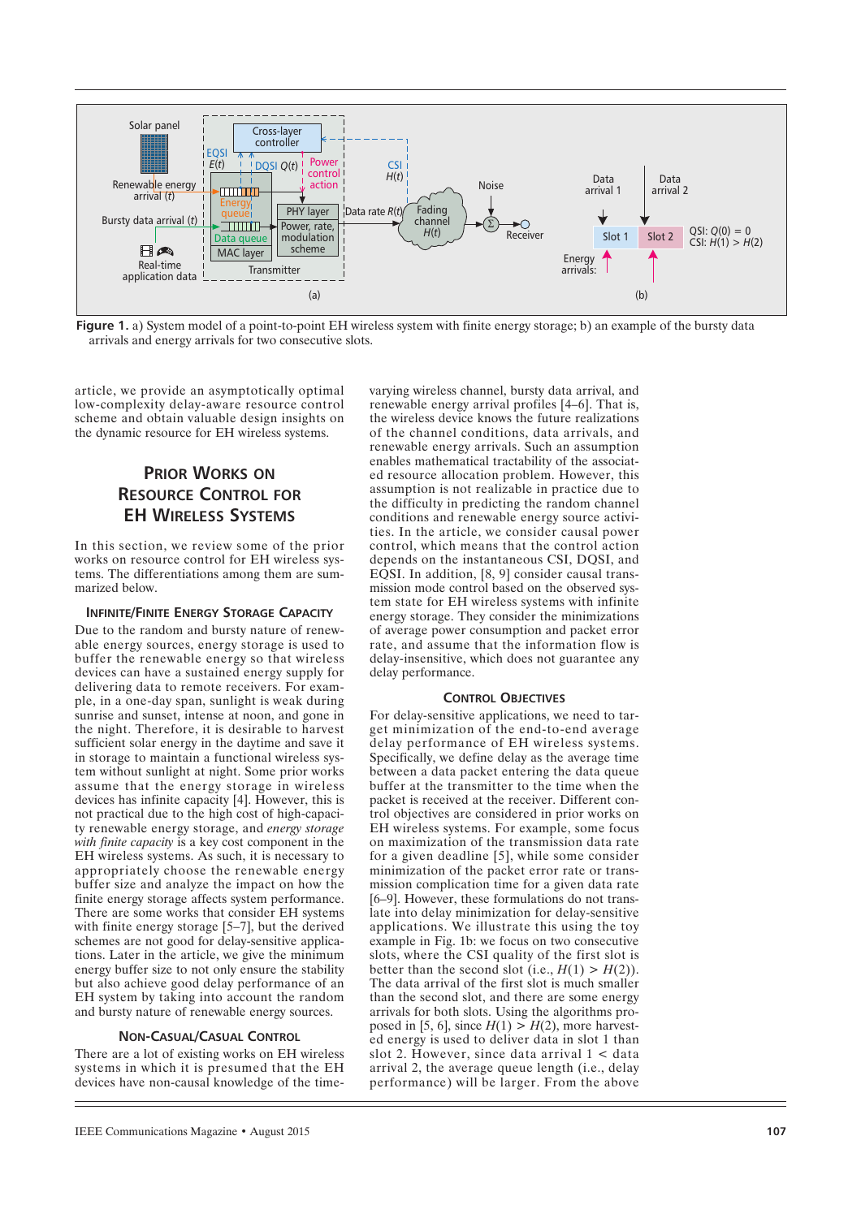**Figure 1.** a) System model of a point-to-point EH wireless system with finite energy storage; b) an example of the bursty data arrivals and energy arrivals for two consecutive slots.

article, we provide an asymptotically optimal low-complexity delay-aware resource control scheme and obtain valuable design insights on the dynamic resource for EH wireless systems.

## Prior Works on Resource Control for EH Wireless Systems

In this section, we review some of the prior works on resource control for EH wireless systems. The differentiations among them are summarized below.

### Infinite/Finite Energy Storage Capacity

Due to the random and bursty nature of renewable energy sources, energy storage is used to buffer the renewable energy so that wireless devices can have a sustained energy supply for delivering data to remote receivers. For example, in a one-day span, sunlight is weak during sunrise and sunset, intense at noon, and gone in the night. Therefore, it is desirable to harvest sufficient solar energy in the daytime and save it in storage to maintain a functional wireless system without sunlight at night. Some prior works assume that the energy storage in wireless devices has infinite capacity [4]. However, this is not practical due to the high cost of high-capacity renewable energy storage, and *energy storage with finite capacity* is a key cost component in the EH wireless systems. As such, it is necessary to appropriately choose the renewable energy buffer size and analyze the impact on how the finite energy storage affects system performance. There are some works that consider EH systems with finite energy storage [5–7], but the derived schemes are not good for delay-sensitive applications. Later in the article, we give the minimum energy buffer size to not only ensure the stability but also achieve good delay performance of an EH system by taking into account the random and bursty nature of renewable energy sources.

### Non-Casual/Casual Control

There are a lot of existing works on EH wireless systems in which it is presumed that the EH devices have non-causal knowledge of the time-varying wireless channel, bursty data arrival, and renewable energy arrival profiles [4–6]. That is, the wireless device knows the future realizations of the channel conditions, data arrivals, and renewable energy arrivals. Such an assumption enables mathematical tractability of the associated resource allocation problem. However, this assumption is not realizable in practice due to the difficulty in predicting the random channel conditions and renewable energy source activities. In the article, we consider causal power control, which means that the control action depends on the instantaneous CSI, DQSI, and EQSI. In addition, [8, 9] consider causal transmission mode control based on the observed system state for EH wireless systems with infinite energy storage. They consider the minimizations of average power consumption and packet error rate, and assume that the information flow is delay-insensitive, which does not guarantee any delay performance.

### Control Objectives

For delay-sensitive applications, we need to target minimization of the end-to-end average delay performance of EH wireless systems. Specifically, we define delay as the average time between a data packet entering the data queue buffer at the transmitter to the time when the packet is received at the receiver. Different control objectives are considered in prior works on EH wireless systems. For example, some focus on maximization of the transmission data rate for a given deadline [5], while some consider minimization of the packet error rate or transmission complication time for a given data rate [6–9]. However, these formulations do not translate into delay minimization for delay-sensitive applications. We illustrate this using the toy example in Fig. 1b: we focus on two consecutive slots, where the CSI quality of the first slot is better than the second slot (i.e., $H(1) > H(2)$). The data arrival of the first slot is much smaller than the second slot, and there are some energy arrivals for both slots. Using the algorithms proposed in [5, 6], since $H(1) > H(2)$, more harvested energy is used to deliver data in slot 1 than slot 2. However, since data arrival 1 < data arrival 2, the average queue length (i.e., delay performance) will be larger. From the above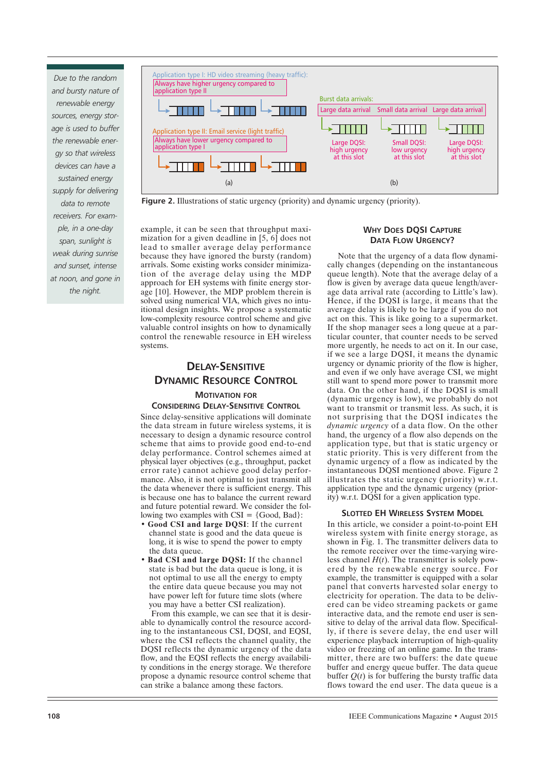> Due to the random and bursty nature of renewable energy sources, energy storage is used to buffer the renewable energy so that wireless devices can have a sustained energy supply for delivering data to remote receivers. For example, in a one-day span, sunlight is weak during sunrise and sunset, intense at noon, and gone in the night.

Application type I: HD video streaming (heavy traffic):
Always have higher urgency compared to application type II

Application type II: Email service (light traffic)
Always have lower urgency compared to application type I

(a)

Burst data arrivals:
Large data arrival
Small data arrival
Large data arrival

Large DQSI: high urgency at this slot
Small DQSI: low urgency at this slot
Large DQSI: high urgency at this slot

(b)

**Figure 2.** Illustrations of static urgency (priority) and dynamic urgency (priority).

example, it can be seen that throughput maximization for a given deadline in [5, 6] does not lead to smaller average delay performance because they have ignored the bursty (random) arrivals. Some existing works consider minimization of the average delay using the MDP approach for EH systems with finite energy storage [10]. However, the MDP problem therein is solved using numerical VIA, which gives no intuitional design insights. We propose a systematic low-complexity resource control scheme and give valuable control insights on how to dynamically control the renewable resource in EH wireless systems.

## Delay-Sensitive Dynamic Resource Control

### Motivation for Considering Delay-Sensitive Control

Since delay-sensitive applications will dominate the data stream in future wireless systems, it is necessary to design a dynamic resource control scheme that aims to provide good end-to-end delay performance. Control schemes aimed at physical layer objectives (e.g., throughput, packet error rate) cannot achieve good delay performance. Also, it is not optimal to just transmit all the data whenever there is sufficient energy. This is because one has to balance the current reward and future potential reward. We consider the following two examples with CSI = {Good, Bad}:

- **Good CSI and large DQSI**: If the current channel state is good and the data queue is long, it is wise to spend the power to empty the data queue.
- **Bad CSI and large DQSI:** If the channel state is bad but the data queue is long, it is not optimal to use all the energy to empty the entire data queue because you may not have power left for future time slots (where you may have a better CSI realization).

From this example, we can see that it is desirable to dynamically control the resource according to the instantaneous CSI, DQSI, and EQSI, where the CSI reflects the channel quality, the DQSI reflects the dynamic urgency of the data flow, and the EQSI reflects the energy availability conditions in the energy storage. We therefore propose a dynamic resource control scheme that can strike a balance among these factors.

### Why Does DQSI Capture Data Flow Urgency?

Note that the urgency of a data flow dynamically changes (depending on the instantaneous queue length). Note that the average delay of a flow is given by average data queue length/average data arrival rate (according to Little's law). Hence, if the DQSI is large, it means that the average delay is likely to be large if you do not act on this. This is like going to a supermarket. If the shop manager sees a long queue at a particular counter, that counter needs to be served more urgently, he needs to act on it. In our case, if we see a large DQSI, it means the dynamic urgency or dynamic priority of the flow is higher, and even if we only have average CSI, we might still want to spend more power to transmit more data. On the other hand, if the DQSI is small (dynamic urgency is low), we probably do not want to transmit or transmit less. As such, it is not surprising that the DQSI indicates the *dynamic urgency* of a data flow. On the other hand, the urgency of a flow also depends on the application type, but that is static urgency or static priority. This is very different from the dynamic urgency of a flow as indicated by the instantaneous DQSI mentioned above. Figure 2 illustrates the static urgency (priority) w.r.t. application type and the dynamic urgency (priority) w.r.t. DQSI for a given application type.

### Slotted EH Wireless System Model

In this article, we consider a point-to-point EH wireless system with finite energy storage, as shown in Fig. 1. The transmitter delivers data to the remote receiver over the time-varying wireless channel $H(t)$. The transmitter is solely powered by the renewable energy source. For example, the transmitter is equipped with a solar panel that converts harvested solar energy to electricity for operation. The data to be delivered can be video streaming packets or game interactive data, and the remote end user is sensitive to delay of the arrival data flow. Specifically, if there is severe delay, the end user will experience playback interruption of high-quality video or freezing of an online game. In the transmitter, there are two buffers: the date queue buffer and energy queue buffer. The data queue buffer $Q(t)$ is for buffering the bursty traffic data flows toward the end user. The data queue is a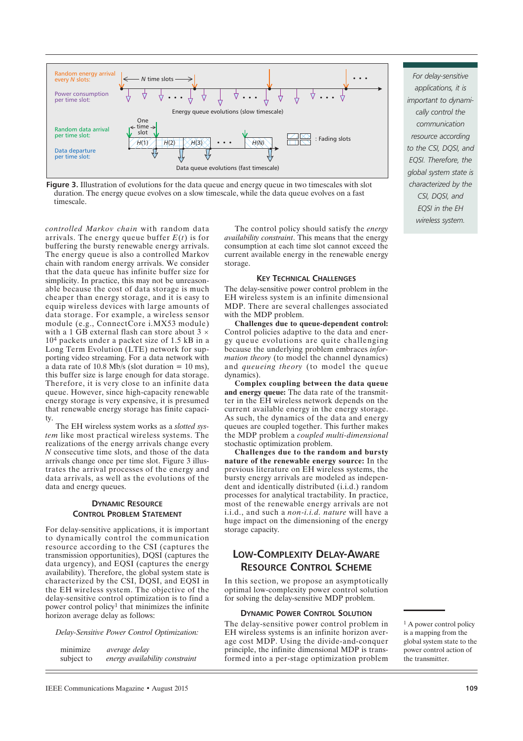Random energy arrival every $N$ slots:

Power consumption per time slot:

$N$ time slots

Energy queue evolutions (slow timescale)

Random data arrival per time slot:

Data departure per time slot:

One time slot

$H(1)$ $H(2)$ $H(3)$ $H(N)$

: Fading slots

Data queue evolutions (fast timescale)

**Figure 3.** Illustration of evolutions for the data queue and energy queue in two timescales with slot duration. The energy queue evolves on a slow timescale, while the data queue evolves on a fast timescale.

*controlled Markov chain* with random data arrivals. The energy queue buffer $E(t)$ is for buffering the bursty renewable energy arrivals. The energy queue is also a controlled Markov chain with random energy arrivals. We consider that the data queue has infinite buffer size for simplicity. In practice, this may not be unreasonable because the cost of data storage is much cheaper than energy storage, and it is easy to equip wireless devices with large amounts of data storage. For example, a wireless sensor module (e.g., ConnectCore i.MX53 module) with a 1 GB external flash can store about $3 \times 10^4$ packets under a packet size of 1.5 kB in a Long Term Evolution (LTE) network for supporting video streaming. For a data network with a data rate of 10.8 Mb/s (slot duration = 10 ms), this buffer size is large enough for data storage. Therefore, it is very close to an infinite data queue. However, since high-capacity renewable energy storage is very expensive, it is presumed that renewable energy storage has finite capacity.

The EH wireless system works as a *slotted system* like most practical wireless systems. The realizations of the energy arrivals change every $N$ consecutive time slots, and those of the data arrivals change once per time slot. Figure 3 illustrates the arrival processes of the energy and data arrivals, as well as the evolutions of the data and energy queues.

## Dynamic Resource Control Problem Statement

For delay-sensitive applications, it is important to dynamically control the communication resource according to the CSI (captures the transmission opportunities), DQSI (captures the data urgency), and EQSI (captures the energy availability). Therefore, the global system state is characterized by the CSI, DQSI, and EQSI in the EH wireless system. The objective of the delay-sensitive control optimization is to find a power control policy[1] that minimizes the infinite horizon average delay as follows:

*Delay-Sensitive Power Control Optimization:*

minimize *average delay*
subject to *energy availability constraint*

The control policy should satisfy the *energy availability constraint*. This means that the energy consumption at each time slot cannot exceed the current available energy in the renewable energy storage.

## Key Technical Challenges

The delay-sensitive power control problem in the EH wireless system is an infinite dimensional MDP. There are several challenges associated with the MDP problem.

**Challenges due to queue-dependent control:** Control policies adaptive to the data and energy queue evolutions are quite challenging because the underlying problem embraces *information theory* (to model the channel dynamics) and *queueing theory* (to model the queue dynamics).

**Complex coupling between the data queue and energy queue:** The data rate of the transmitter in the EH wireless network depends on the current available energy in the energy storage. As such, the dynamics of the data and energy queues are coupled together. This further makes the MDP problem a *coupled multi-dimensional* stochastic optimization problem.

**Challenges due to the random and bursty nature of the renewable energy source:** In the previous literature on EH wireless systems, the bursty energy arrivals are modeled as independent and identically distributed (i.i.d.) random processes for analytical tractability. In practice, most of the renewable energy arrivals are not i.i.d., and such a *non-i.i.d. nature* will have a huge impact on the dimensioning of the energy storage capacity.

# Low-Complexity Delay-Aware Resource Control Scheme

In this section, we propose an asymptotically optimal low-complexity power control solution for solving the delay-sensitive MDP problem.

## Dynamic Power Control Solution

The delay-sensitive power control problem in EH wireless systems is an infinite horizon average cost MDP. Using the divide-and-conquer principle, the infinite dimensional MDP is transformed into a per-stage optimization problem

*For delay-sensitive applications, it is important to dynamically control the communication resource according to the CSI, DQSI, and EQSI. Therefore, the global system state is characterized by the CSI, DQSI, and EQSI in the EH wireless system.*

[1] A power control policy is a mapping from the global system state to the power control action of the transmitter.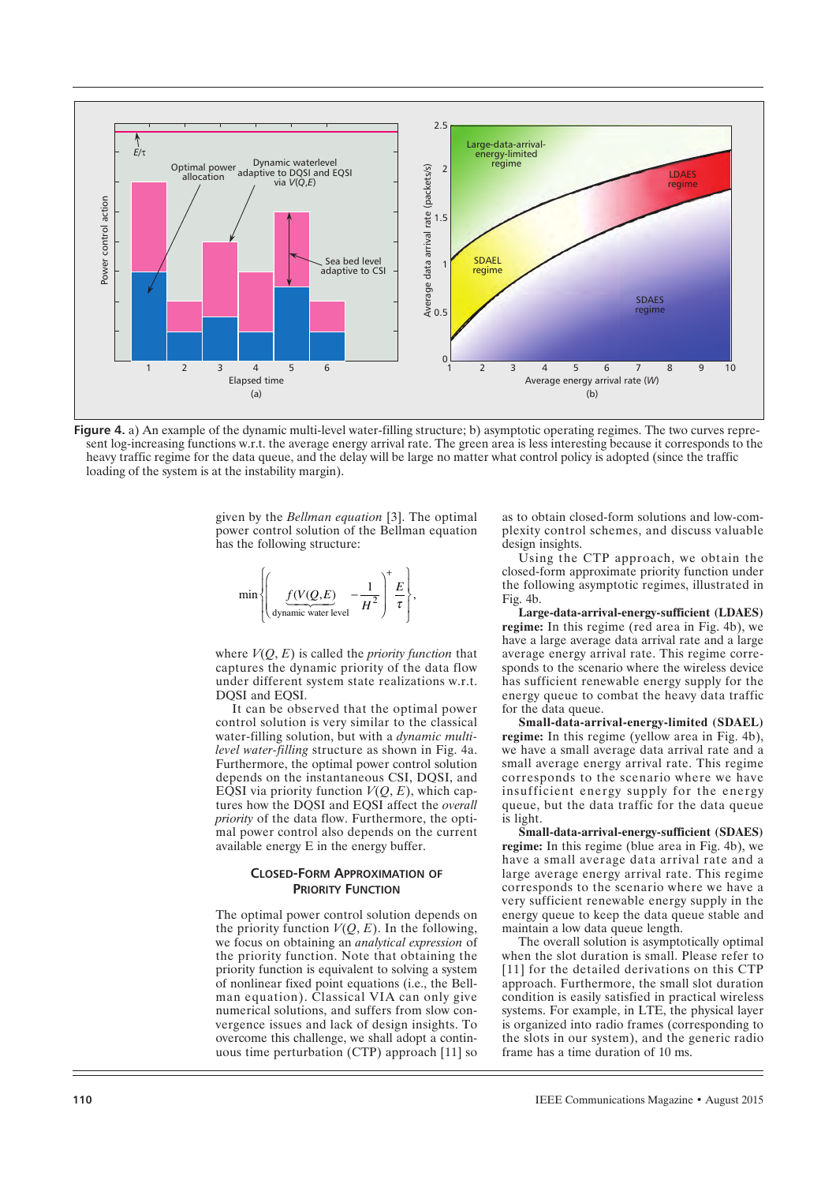$E/\tau$

Optimal power allocation

Dynamic waterlevel adaptive to DQSI and EQSI via $V(Q,E)$

Sea bed level adaptive to CSI

Power control action

1 2 3 4 5 6

Elapsed time

(a)

Large-data-arrival-energy-limited regime

LDAES regime

SDAEL regime

SDAES regime

Average data arrival rate (packets/s)

0 0.5 1 1.5 2 2.5

1 2 3 4 5 6 7 8 9 10

Average energy arrival rate ($W$)

(b)

**Figure 4.** a) An example of the dynamic multi-level water-filling structure; b) asymptotic operating regimes. The two curves represent log-increasing functions w.r.t. the average energy arrival rate. The green area is less interesting because it corresponds to the heavy traffic regime for the data queue, and the delay will be large no matter what control policy is adopted (since the traffic loading of the system is at the instability margin).

given by the *Bellman equation* [3]. The optimal power control solution of the Bellman equation has the following structure:

$$\min\left\{\left(\underbrace{f(V(Q,E)}_{\text{dynamic water level}} - \frac{1}{H^2}\right)^+ \frac{E}{\tau}\right\},$$

where $V(Q, E)$ is called the *priority function* that captures the dynamic priority of the data flow under different system state realizations w.r.t. DQSI and EQSI.

It can be observed that the optimal power control solution is very similar to the classical water-filling solution, but with a *dynamic multi-level water-filling* structure as shown in Fig. 4a. Furthermore, the optimal power control solution depends on the instantaneous CSI, DQSI, and EQSI via priority function $V(Q, E)$, which captures how the DQSI and EQSI affect the *overall priority* of the data flow. Furthermore, the optimal power control also depends on the current available energy E in the energy buffer.

## Closed-Form Approximation of Priority Function

The optimal power control solution depends on the priority function $V(Q, E)$. In the following, we focus on obtaining an *analytical expression* of the priority function. Note that obtaining the priority function is equivalent to solving a system of nonlinear fixed point equations (i.e., the Bellman equation). Classical VIA can only give numerical solutions, and suffers from slow convergence issues and lack of design insights. To overcome this challenge, we shall adopt a continuous time perturbation (CTP) approach [11] so as to obtain closed-form solutions and low-complexity control schemes, and discuss valuable design insights.

Using the CTP approach, we obtain the closed-form approximate priority function under the following asymptotic regimes, illustrated in Fig. 4b.

**Large-data-arrival-energy-sufficient (LDAES) regime:** In this regime (red area in Fig. 4b), we have a large average data arrival rate and a large average energy arrival rate. This regime corresponds to the scenario where the wireless device has sufficient renewable energy supply for the energy queue to combat the heavy data traffic for the data queue.

**Small-data-arrival-energy-limited (SDAEL) regime:** In this regime (yellow area in Fig. 4b), we have a small average data arrival rate and a small average energy arrival rate. This regime corresponds to the scenario where we have insufficient energy supply for the energy queue, but the data traffic for the data queue is light.

**Small-data-arrival-energy-sufficient (SDAES) regime:** In this regime (blue area in Fig. 4b), we have a small average data arrival rate and a large average energy arrival rate. This regime corresponds to the scenario where we have a very sufficient renewable energy supply in the energy queue to keep the data queue stable and maintain a low data queue length.

The overall solution is asymptotically optimal when the slot duration is small. Please refer to [11] for the detailed derivations on this CTP approach. Furthermore, the small slot duration condition is easily satisfied in practical wireless systems. For example, in LTE, the physical layer is organized into radio frames (corresponding to the slots in our system), and the generic radio frame has a time duration of 10 ms.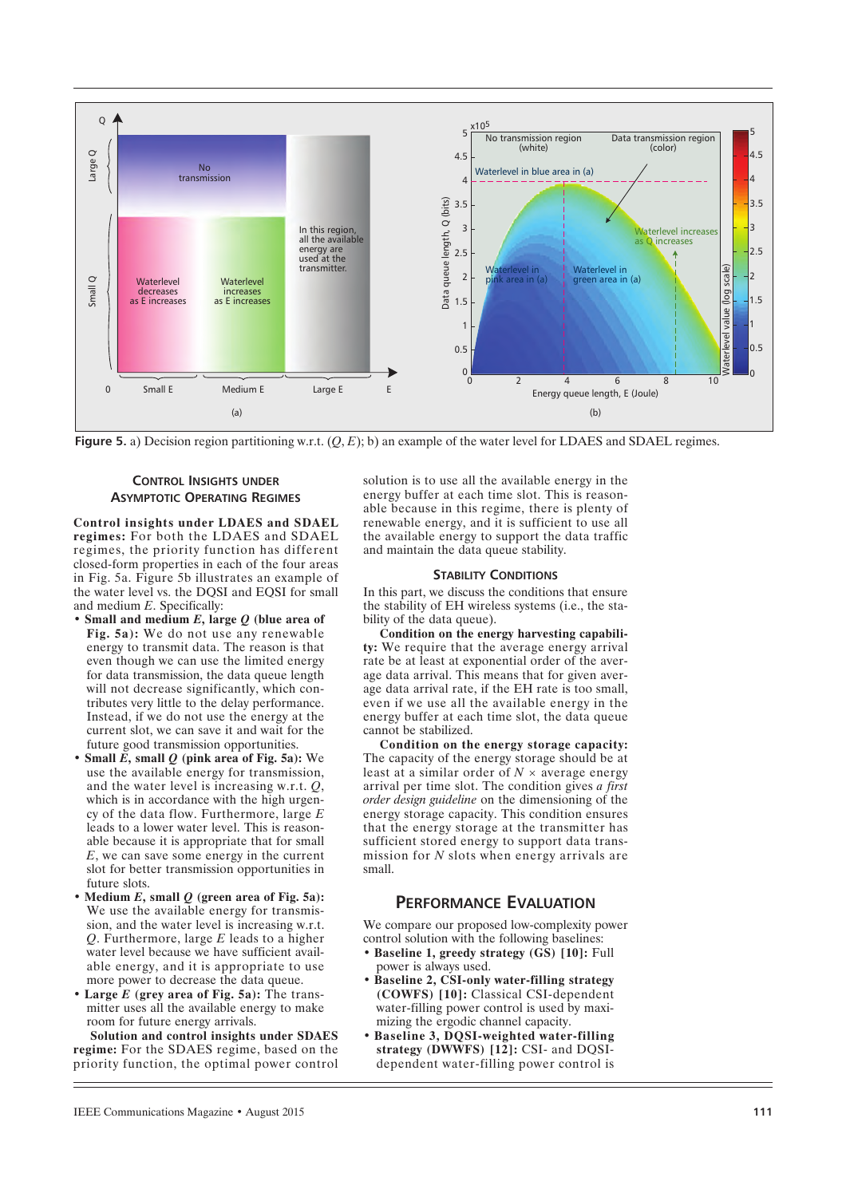Q

Large Q

Small Q

No transmission

Waterlevel decreases as E increases

Waterlevel increases as E increases

In this region, all the available energy are used at the transmitter.

0

Small E

Medium E

Large E

E

(a)

x10^5

5

4.5

4

3.5

3

2.5

2

1.5

1

0.5

0

Data queue length, Q (bits)

No transmission region (white)

Data transmission region (color)

Waterlevel in blue area in (a)

Waterlevel increases as Q increases

Waterlevel in pink area in (a)

Waterlevel in green area in (a)

0

2

4

6

8

10

Energy queue length, E (Joule)

Waterlevel value (log scale)

5

4.5

4

3.5

3

2.5

2

1.5

1

0.5

0

(b)

**Figure 5.** a) Decision region partitioning w.r.t. $(Q, E)$; b) an example of the water level for LDAES and SDAEL regimes.

### Control Insights under Asymptotic Operating Regimes

**Control insights under LDAES and SDAEL regimes:** For both the LDAES and SDAEL regimes, the priority function has different closed-form properties in each of the four areas in Fig. 5a. Figure 5b illustrates an example of the water level vs. the DQSI and EQSI for small and medium $E$. Specifically:

- **Small and medium $E$, large $Q$ (blue area of Fig. 5a):** We do not use any renewable energy to transmit data. The reason is that even though we can use the limited energy for data transmission, the data queue length will not decrease significantly, which contributes very little to the delay performance. Instead, if we do not use the energy at the current slot, we can save it and wait for the future good transmission opportunities.
- **Small $E$, small $Q$ (pink area of Fig. 5a):** We use the available energy for transmission, and the water level is increasing w.r.t. $Q$, which is in accordance with the high urgency of the data flow. Furthermore, large $E$ leads to a lower water level. This is reasonable because it is appropriate that for small $E$, we can save some energy in the current slot for better transmission opportunities in future slots.
- **Medium $E$, small $Q$ (green area of Fig. 5a):** We use the available energy for transmission, and the water level is increasing w.r.t. $Q$. Furthermore, large $E$ leads to a higher water level because we have sufficient available energy, and it is appropriate to use more power to decrease the data queue.
- **Large $E$ (grey area of Fig. 5a):** The transmitter uses all the available energy to make room for future energy arrivals.

**Solution and control insights under SDAES regime:** For the SDAES regime, based on the priority function, the optimal power control solution is to use all the available energy in the energy buffer at each time slot. This is reasonable because in this regime, there is plenty of renewable energy, and it is sufficient to use all the available energy to support the data traffic and maintain the data queue stability.

### Stability Conditions

In this part, we discuss the conditions that ensure the stability of EH wireless systems (i.e., the stability of the data queue).

**Condition on the energy harvesting capability:** We require that the average energy arrival rate be at least at exponential order of the average data arrival. This means that for given average data arrival rate, if the EH rate is too small, even if we use all the available energy in the energy buffer at each time slot, the data queue cannot be stabilized.

**Condition on the energy storage capacity:** The capacity of the energy storage should be at least at a similar order of $N \times$ average energy arrival per time slot. The condition gives *a first order design guideline* on the dimensioning of the energy storage capacity. This condition ensures that the energy storage at the transmitter has sufficient stored energy to support data transmission for $N$ slots when energy arrivals are small.

## Performance Evaluation

We compare our proposed low-complexity power control solution with the following baselines:

- **Baseline 1, greedy strategy (GS) [10]:** Full power is always used.
- **Baseline 2, CSI-only water-filling strategy (COWFS) [10]:** Classical CSI-dependent water-filling power control is used by maximizing the ergodic channel capacity.
- **Baseline 3, DQSI-weighted water-filling strategy (DWWFS) [12]:** CSI- and DQSI-dependent water-filling power control is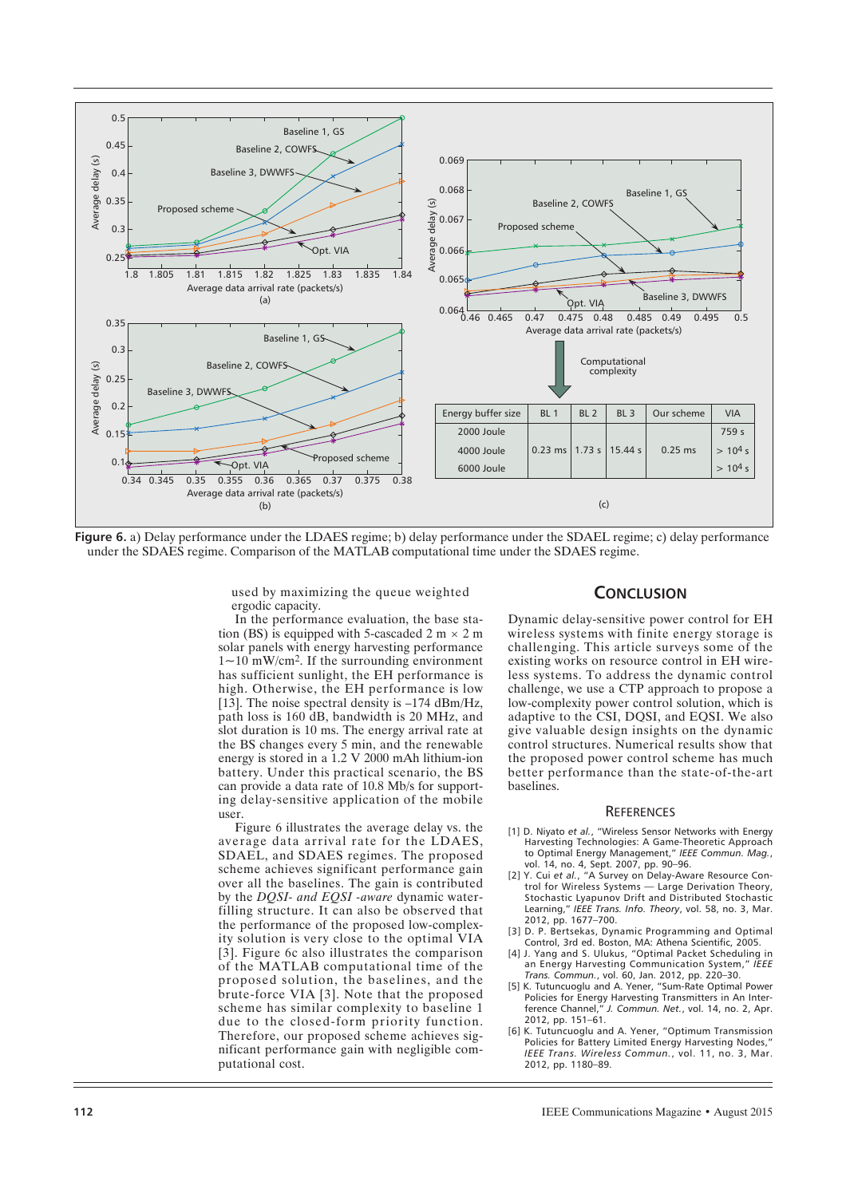| Energy buffer size | BL 1 | BL 2 | BL 3 | Our scheme | VIA |
|---|---|---|---|---|---|
| 2000 Joule | 0.23 ms | 1.73 s | 15.44 s | 0.25 ms | 759 s |
| 4000 Joule | | | | | $> 10^4$ s |
| 6000 Joule | | | | | $> 10^4$ s |

**Figure 6.** a) Delay performance under the LDAES regime; b) delay performance under the SDAEL regime; c) delay performance under the SDAES regime. Comparison of the MATLAB computational time under the SDAES regime.

used by maximizing the queue weighted ergodic capacity.

In the performance evaluation, the base station (BS) is equipped with 5-cascaded 2 m × 2 m solar panels with energy harvesting performance 1~10 mW/cm$^2$. If the surrounding environment has sufficient sunlight, the EH performance is high. Otherwise, the EH performance is low [13]. The noise spectral density is –174 dBm/Hz, path loss is 160 dB, bandwidth is 20 MHz, and slot duration is 10 ms. The energy arrival rate at the BS changes every 5 min, and the renewable energy is stored in a 1.2 V 2000 mAh lithium-ion battery. Under this practical scenario, the BS can provide a data rate of 10.8 Mb/s for supporting delay-sensitive application of the mobile user.

Figure 6 illustrates the average delay vs. the average data arrival rate for the LDAES, SDAEL, and SDAES regimes. The proposed scheme achieves significant performance gain over all the baselines. The gain is contributed by the *DQSI- and EQSI -aware* dynamic water-filling structure. It can also be observed that the performance of the proposed low-complexity solution is very close to the optimal VIA [3]. Figure 6c also illustrates the comparison of the MATLAB computational time of the proposed solution, the baselines, and the brute-force VIA [3]. Note that the proposed scheme has similar complexity to baseline 1 due to the closed-form priority function. Therefore, our proposed scheme achieves significant performance gain with negligible computational cost.

## Conclusion

Dynamic delay-sensitive power control for EH wireless systems with finite energy storage is challenging. This article surveys some of the existing works on resource control in EH wireless systems. To address the dynamic control challenge, we use a CTP approach to propose a low-complexity power control solution, which is adaptive to the CSI, DQSI, and EQSI. We also give valuable design insights on the dynamic control structures. Numerical results show that the proposed power control scheme has much better performance than the state-of-the-art baselines.

### References

[1] D. Niyato *et al.*, "Wireless Sensor Networks with Energy Harvesting Technologies: A Game-Theoretic Approach to Optimal Energy Management," *IEEE Commun. Mag.*, vol. 14, no. 4, Sept. 2007, pp. 90–96.

[2] Y. Cui *et al.*, "A Survey on Delay-Aware Resource Control for Wireless Systems — Large Derivation Theory, Stochastic Lyapunov Drift and Distributed Stochastic Learning," *IEEE Trans. Info. Theory*, vol. 58, no. 3, Mar. 2012, pp. 1677–700.

[3] D. P. Bertsekas, Dynamic Programming and Optimal Control, 3rd ed. Boston, MA: Athena Scientific, 2005.

[4] J. Yang and S. Ulukus, "Optimal Packet Scheduling in an Energy Harvesting Communication System," *IEEE Trans. Commun.*, vol. 60, Jan. 2012, pp. 220–30.

[5] K. Tutuncuoglu and A. Yener, "Sum-Rate Optimal Power Policies for Energy Harvesting Transmitters in An Interference Channel," *J. Commun. Net.*, vol. 14, no. 2, Apr. 2012, pp. 151–61.

[6] K. Tutuncuoglu and A. Yener, "Optimum Transmission Policies for Battery Limited Energy Harvesting Nodes," *IEEE Trans. Wireless Commun.*, vol. 11, no. 3, Mar. 2012, pp. 1180–89.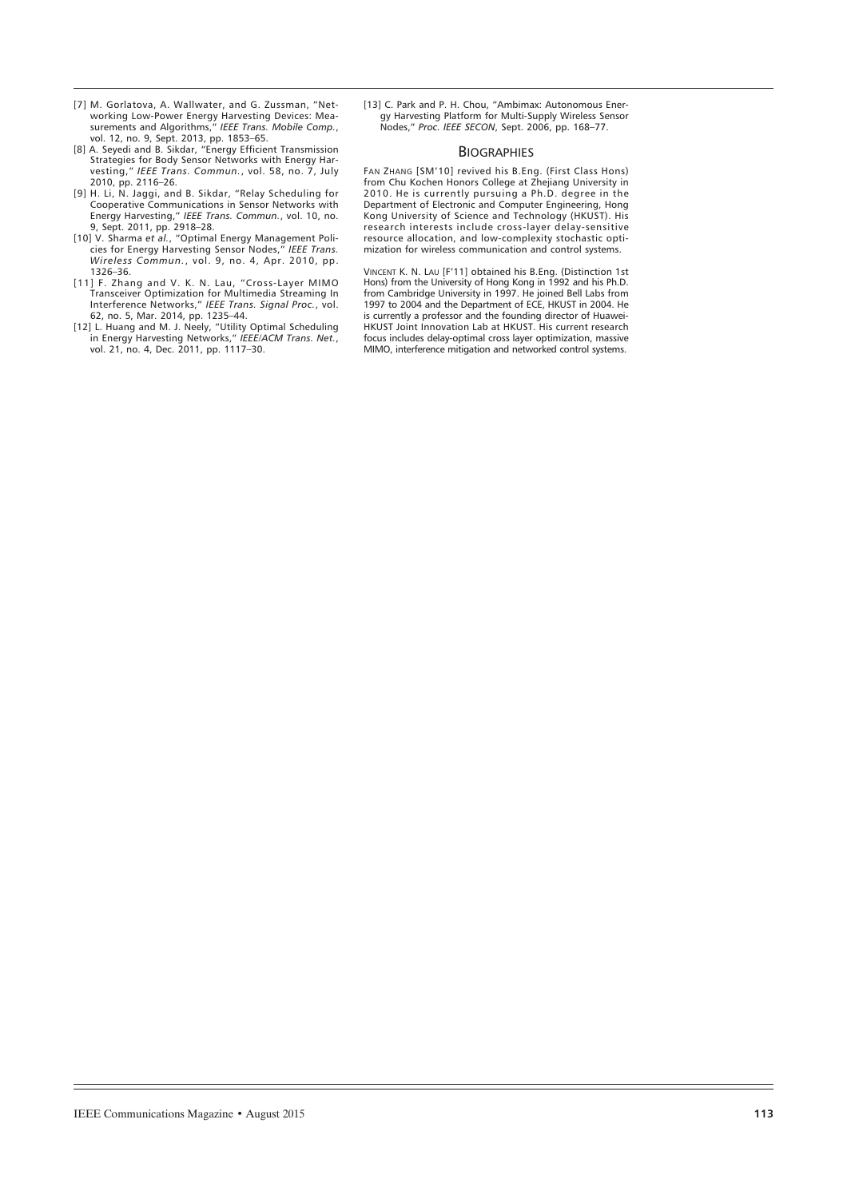[7] M. Gorlatova, A. Wallwater, and G. Zussman, "Networking Low-Power Energy Harvesting Devices: Measurements and Algorithms," *IEEE Trans. Mobile Comp.*, vol. 12, no. 9, Sept. 2013, pp. 1853–65.

[8] A. Seyedi and B. Sikdar, "Energy Efficient Transmission Strategies for Body Sensor Networks with Energy Harvesting," *IEEE Trans. Commun.*, vol. 58, no. 7, July 2010, pp. 2116–26.

[9] H. Li, N. Jaggi, and B. Sikdar, "Relay Scheduling for Cooperative Communications in Sensor Networks with Energy Harvesting," *IEEE Trans. Commun.*, vol. 10, no. 9, Sept. 2011, pp. 2918–28.

[10] V. Sharma *et al.*, "Optimal Energy Management Policies for Energy Harvesting Sensor Nodes," *IEEE Trans. Wireless Commun.*, vol. 9, no. 4, Apr. 2010, pp. 1326–36.

[11] F. Zhang and V. K. N. Lau, "Cross-Layer MIMO Transceiver Optimization for Multimedia Streaming In Interference Networks," *IEEE Trans. Signal Proc.*, vol. 62, no. 5, Mar. 2014, pp. 1235–44.

[12] L. Huang and M. J. Neely, "Utility Optimal Scheduling in Energy Harvesting Networks," *IEEE/ACM Trans. Net.*, vol. 21, no. 4, Dec. 2011, pp. 1117–30.

[13] C. Park and P. H. Chou, "Ambimax: Autonomous Energy Harvesting Platform for Multi-Supply Wireless Sensor Nodes," *Proc. IEEE SECON*, Sept. 2006, pp. 168–77.

## Biographies

FAN ZHANG [SM'10] revived his B.Eng. (First Class Hons) from Chu Kochen Honors College at Zhejiang University in 2010. He is currently pursuing a Ph.D. degree in the Department of Electronic and Computer Engineering, Hong Kong University of Science and Technology (HKUST). His research interests include cross-layer delay-sensitive resource allocation, and low-complexity stochastic optimization for wireless communication and control systems.

VINCENT K. N. LAU [F'11] obtained his B.Eng. (Distinction 1st Hons) from the University of Hong Kong in 1992 and his Ph.D. from Cambridge University in 1997. He joined Bell Labs from 1997 to 2004 and the Department of ECE, HKUST in 2004. He is currently a professor and the founding director of Huawei-HKUST Joint Innovation Lab at HKUST. His current research focus includes delay-optimal cross layer optimization, massive MIMO, interference mitigation and networked control systems.